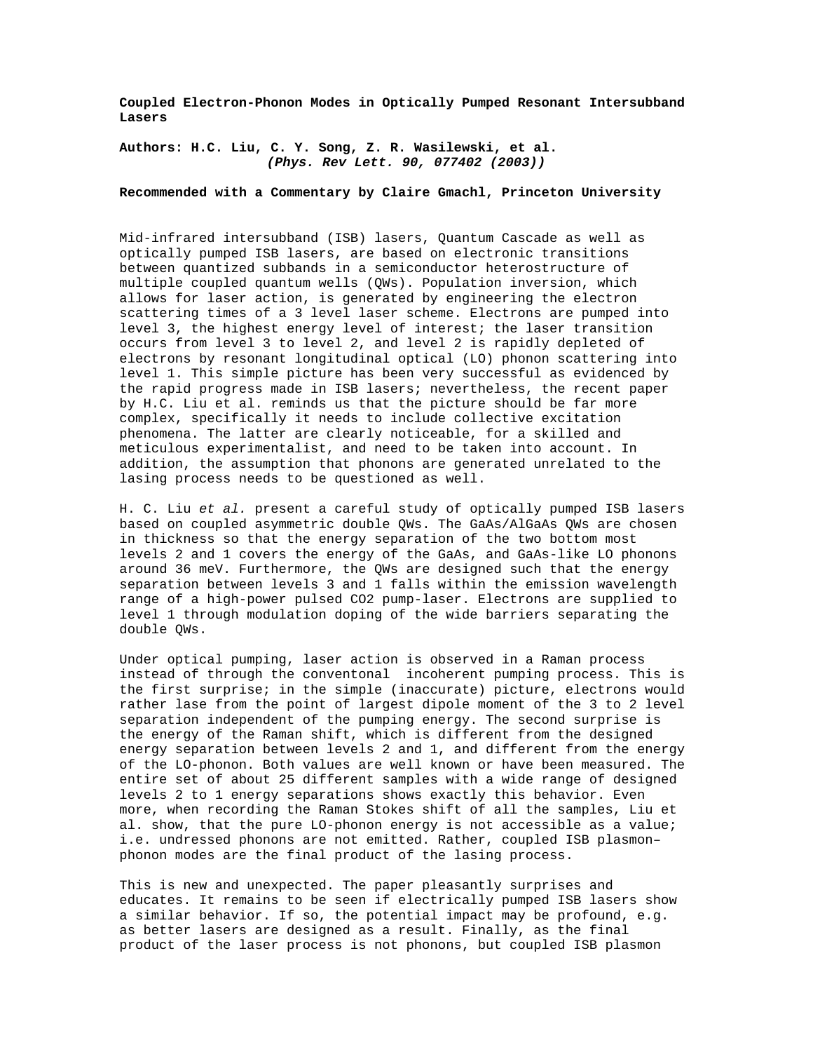**Coupled Electron-Phonon Modes in Optically Pumped Resonant Intersubband Lasers**

**Authors: H.C. Liu, C. Y. Song, Z. R. Wasilewski, et al.**
***(Phys. Rev Lett. 90, 077402 (2003))***

**Recommended with a Commentary by Claire Gmachl, Princeton University**

Mid-infrared intersubband (ISB) lasers, Quantum Cascade as well as optically pumped ISB lasers, are based on electronic transitions between quantized subbands in a semiconductor heterostructure of multiple coupled quantum wells (QWs). Population inversion, which allows for laser action, is generated by engineering the electron scattering times of a 3 level laser scheme. Electrons are pumped into level 3, the highest energy level of interest; the laser transition occurs from level 3 to level 2, and level 2 is rapidly depleted of electrons by resonant longitudinal optical (LO) phonon scattering into level 1. This simple picture has been very successful as evidenced by the rapid progress made in ISB lasers; nevertheless, the recent paper by H.C. Liu et al. reminds us that the picture should be far more complex, specifically it needs to include collective excitation phenomena. The latter are clearly noticeable, for a skilled and meticulous experimentalist, and need to be taken into account. In addition, the assumption that phonons are generated unrelated to the lasing process needs to be questioned as well.

H. C. Liu *et al.* present a careful study of optically pumped ISB lasers based on coupled asymmetric double QWs. The GaAs/AlGaAs QWs are chosen in thickness so that the energy separation of the two bottom most levels 2 and 1 covers the energy of the GaAs, and GaAs-like LO phonons around 36 meV. Furthermore, the QWs are designed such that the energy separation between levels 3 and 1 falls within the emission wavelength range of a high-power pulsed $CO_2$ pump-laser. Electrons are supplied to level 1 through modulation doping of the wide barriers separating the double QWs.

Under optical pumping, laser action is observed in a Raman process instead of through the conventonal incoherent pumping process. This is the first surprise; in the simple (inaccurate) picture, electrons would rather lase from the point of largest dipole moment of the 3 to 2 level separation independent of the pumping energy. The second surprise is the energy of the Raman shift, which is different from the designed energy separation between levels 2 and 1, and different from the energy of the LO-phonon. Both values are well known or have been measured. The entire set of about 25 different samples with a wide range of designed levels 2 to 1 energy separations shows exactly this behavior. Even more, when recording the Raman Stokes shift of all the samples, Liu et al. show, that the pure LO-phonon energy is not accessible as a value; i.e. undressed phonons are not emitted. Rather, coupled ISB plasmon–phonon modes are the final product of the lasing process.

This is new and unexpected. The paper pleasantly surprises and educates. It remains to be seen if electrically pumped ISB lasers show a similar behavior. If so, the potential impact may be profound, e.g. as better lasers are designed as a result. Finally, as the final product of the laser process is not phonons, but coupled ISB plasmon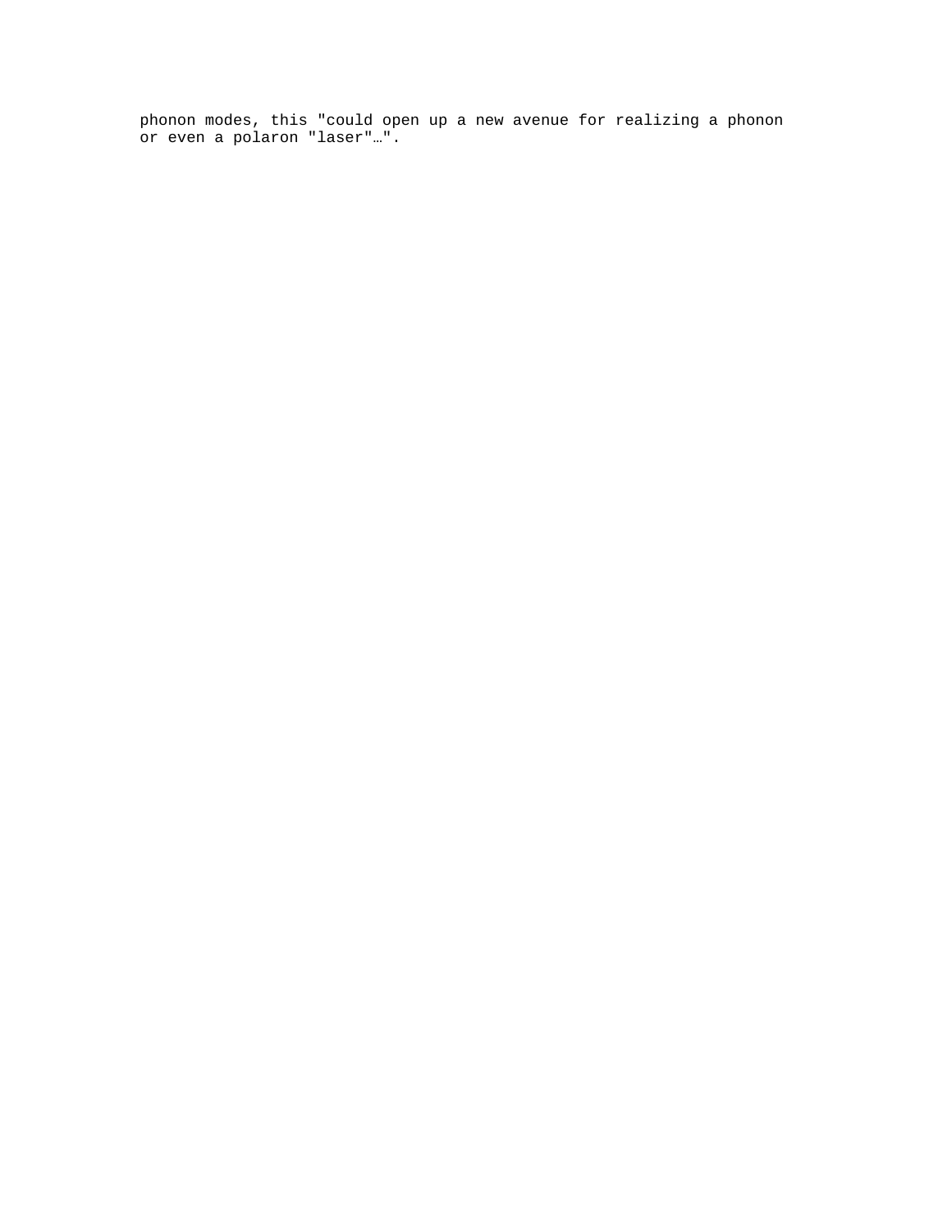phonon modes, this "could open up a new avenue for realizing a phonon or even a polaron "laser"…".